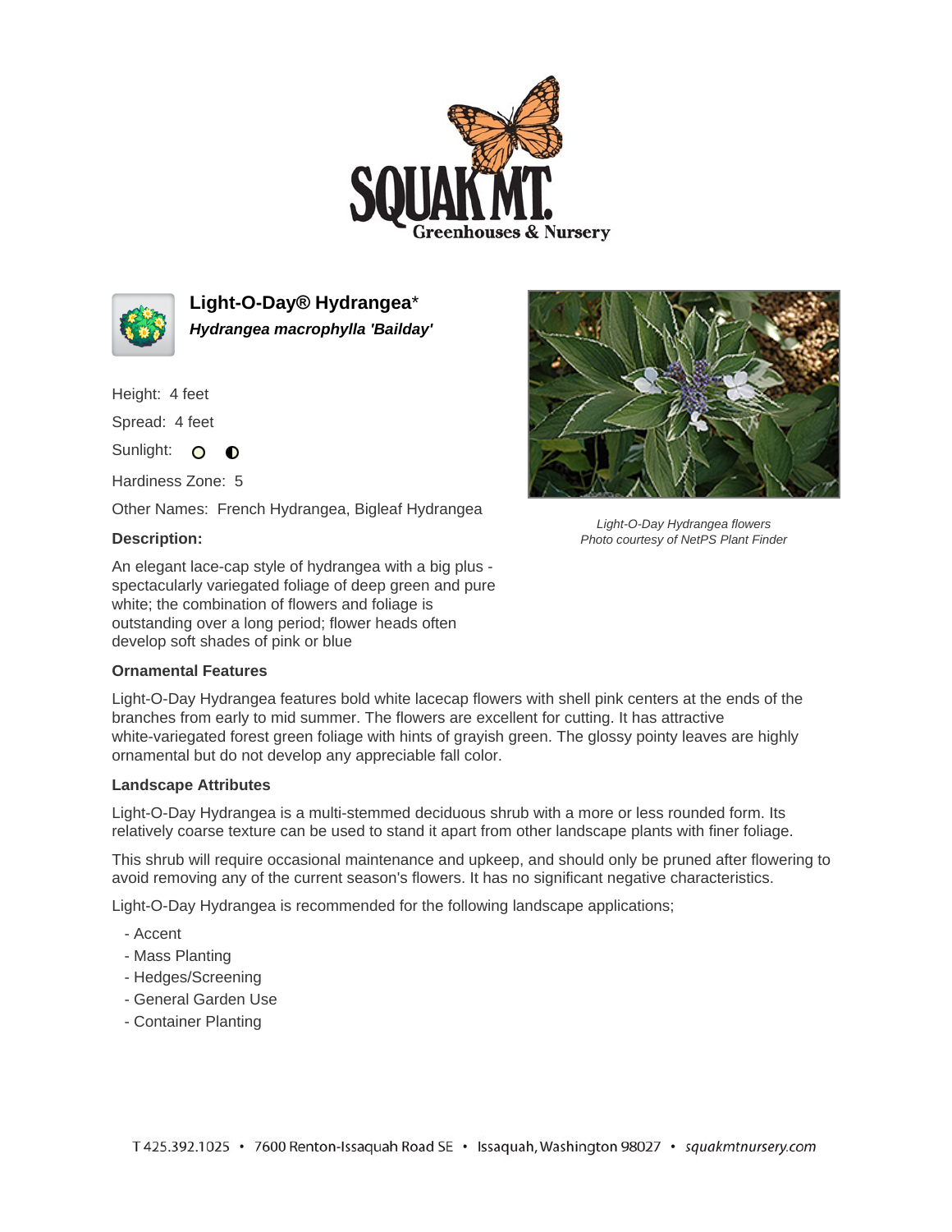# Light-O-Day® Hydrangea*

***Hydrangea macrophylla 'Bailday'***

Height: 4 feet

Spread: 4 feet

Sunlight:

Hardiness Zone: 5

Other Names: French Hydrangea, Bigleaf Hydrangea

*Light-O-Day Hydrangea flowers*
*Photo courtesy of NetPS Plant Finder*

**Description:**

An elegant lace-cap style of hydrangea with a big plus - spectacularly variegated foliage of deep green and pure white; the combination of flowers and foliage is outstanding over a long period; flower heads often develop soft shades of pink or blue

**Ornamental Features**

Light-O-Day Hydrangea features bold white lacecap flowers with shell pink centers at the ends of the branches from early to mid summer. The flowers are excellent for cutting. It has attractive white-variegated forest green foliage with hints of grayish green. The glossy pointy leaves are highly ornamental but do not develop any appreciable fall color.

**Landscape Attributes**

Light-O-Day Hydrangea is a multi-stemmed deciduous shrub with a more or less rounded form. Its relatively coarse texture can be used to stand it apart from other landscape plants with finer foliage.

This shrub will require occasional maintenance and upkeep, and should only be pruned after flowering to avoid removing any of the current season's flowers. It has no significant negative characteristics.

Light-O-Day Hydrangea is recommended for the following landscape applications;

- Accent
- Mass Planting
- Hedges/Screening
- General Garden Use
- Container Planting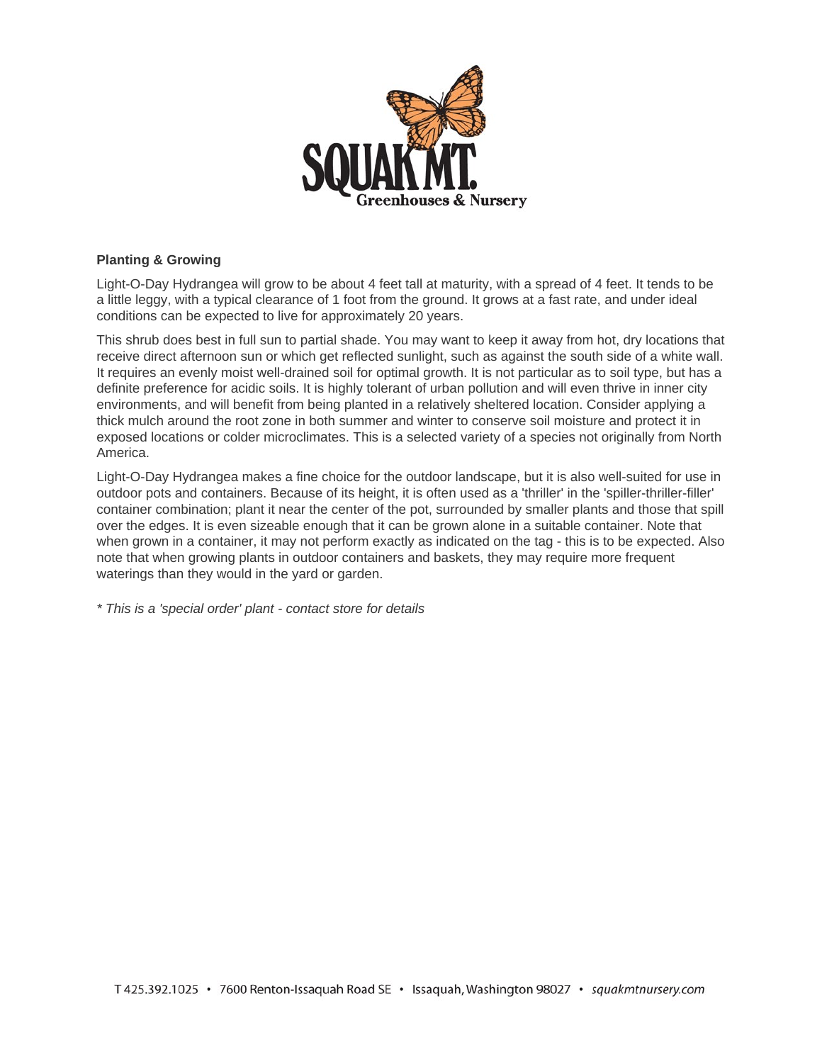**Planting & Growing**

Light-O-Day Hydrangea will grow to be about 4 feet tall at maturity, with a spread of 4 feet. It tends to be a little leggy, with a typical clearance of 1 foot from the ground. It grows at a fast rate, and under ideal conditions can be expected to live for approximately 20 years.

This shrub does best in full sun to partial shade. You may want to keep it away from hot, dry locations that receive direct afternoon sun or which get reflected sunlight, such as against the south side of a white wall. It requires an evenly moist well-drained soil for optimal growth. It is not particular as to soil type, but has a definite preference for acidic soils. It is highly tolerant of urban pollution and will even thrive in inner city environments, and will benefit from being planted in a relatively sheltered location. Consider applying a thick mulch around the root zone in both summer and winter to conserve soil moisture and protect it in exposed locations or colder microclimates. This is a selected variety of a species not originally from North America.

Light-O-Day Hydrangea makes a fine choice for the outdoor landscape, but it is also well-suited for use in outdoor pots and containers. Because of its height, it is often used as a 'thriller' in the 'spiller-thriller-filler' container combination; plant it near the center of the pot, surrounded by smaller plants and those that spill over the edges. It is even sizeable enough that it can be grown alone in a suitable container. Note that when grown in a container, it may not perform exactly as indicated on the tag - this is to be expected. Also note that when growing plants in outdoor containers and baskets, they may require more frequent waterings than they would in the yard or garden.

*\* This is a 'special order' plant - contact store for details*